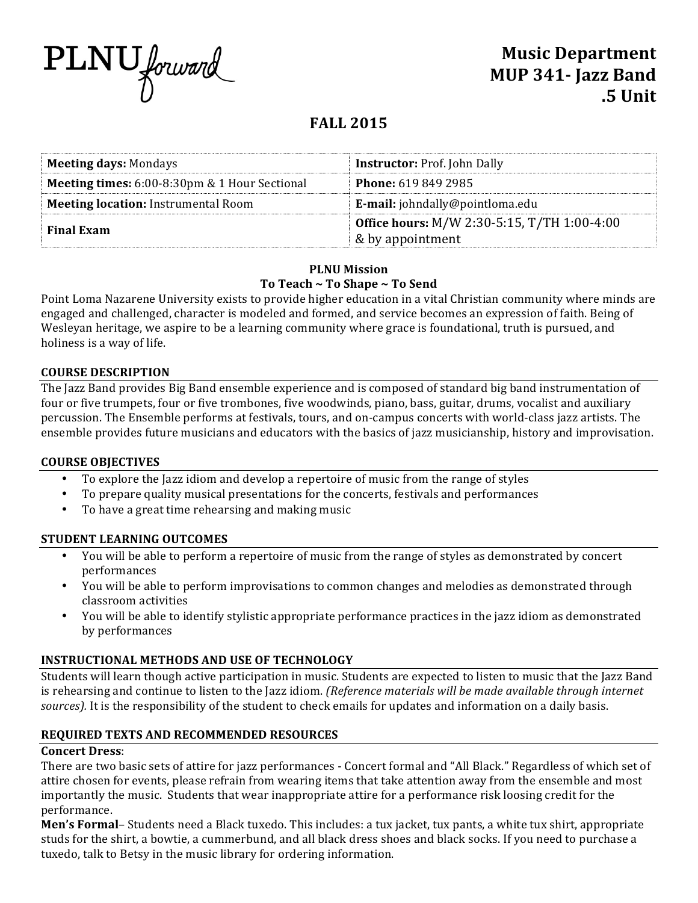PLNU forward

# Music Department
# MUP 341- Jazz Band
# .5 Unit

## FALL 2015

| **Meeting days:** Mondays | **Instructor:** Prof. John Dally |
|---|---|
| **Meeting times:** 6:00-8:30pm & 1 Hour Sectional | **Phone:** 619 849 2985 |
| **Meeting location:** Instrumental Room | **E-mail:** johndally@pointloma.edu |
| **Final Exam** | **Office hours:** M/W 2:30-5:15, T/TH 1:00-4:00 & by appointment |

**PLNU Mission**
**To Teach ~ To Shape ~ To Send**

Point Loma Nazarene University exists to provide higher education in a vital Christian community where minds are engaged and challenged, character is modeled and formed, and service becomes an expression of faith. Being of Wesleyan heritage, we aspire to be a learning community where grace is foundational, truth is pursued, and holiness is a way of life.

### COURSE DESCRIPTION

The Jazz Band provides Big Band ensemble experience and is composed of standard big band instrumentation of four or five trumpets, four or five trombones, five woodwinds, piano, bass, guitar, drums, vocalist and auxiliary percussion. The Ensemble performs at festivals, tours, and on-campus concerts with world-class jazz artists. The ensemble provides future musicians and educators with the basics of jazz musicianship, history and improvisation.

### COURSE OBJECTIVES

- To explore the Jazz idiom and develop a repertoire of music from the range of styles
- To prepare quality musical presentations for the concerts, festivals and performances
- To have a great time rehearsing and making music

### STUDENT LEARNING OUTCOMES

- You will be able to perform a repertoire of music from the range of styles as demonstrated by concert performances
- You will be able to perform improvisations to common changes and melodies as demonstrated through classroom activities
- You will be able to identify stylistic appropriate performance practices in the jazz idiom as demonstrated by performances

### INSTRUCTIONAL METHODS AND USE OF TECHNOLOGY

Students will learn though active participation in music. Students are expected to listen to music that the Jazz Band is rehearsing and continue to listen to the Jazz idiom. *(Reference materials will be made available through internet sources).* It is the responsibility of the student to check emails for updates and information on a daily basis.

### REQUIRED TEXTS AND RECOMMENDED RESOURCES

**Concert Dress**:

There are two basic sets of attire for jazz performances - Concert formal and "All Black." Regardless of which set of attire chosen for events, please refrain from wearing items that take attention away from the ensemble and most importantly the music. Students that wear inappropriate attire for a performance risk loosing credit for the performance.

**Men's Formal**– Students need a Black tuxedo. This includes: a tux jacket, tux pants, a white tux shirt, appropriate studs for the shirt, a bowtie, a cummerbund, and all black dress shoes and black socks. If you need to purchase a tuxedo, talk to Betsy in the music library for ordering information.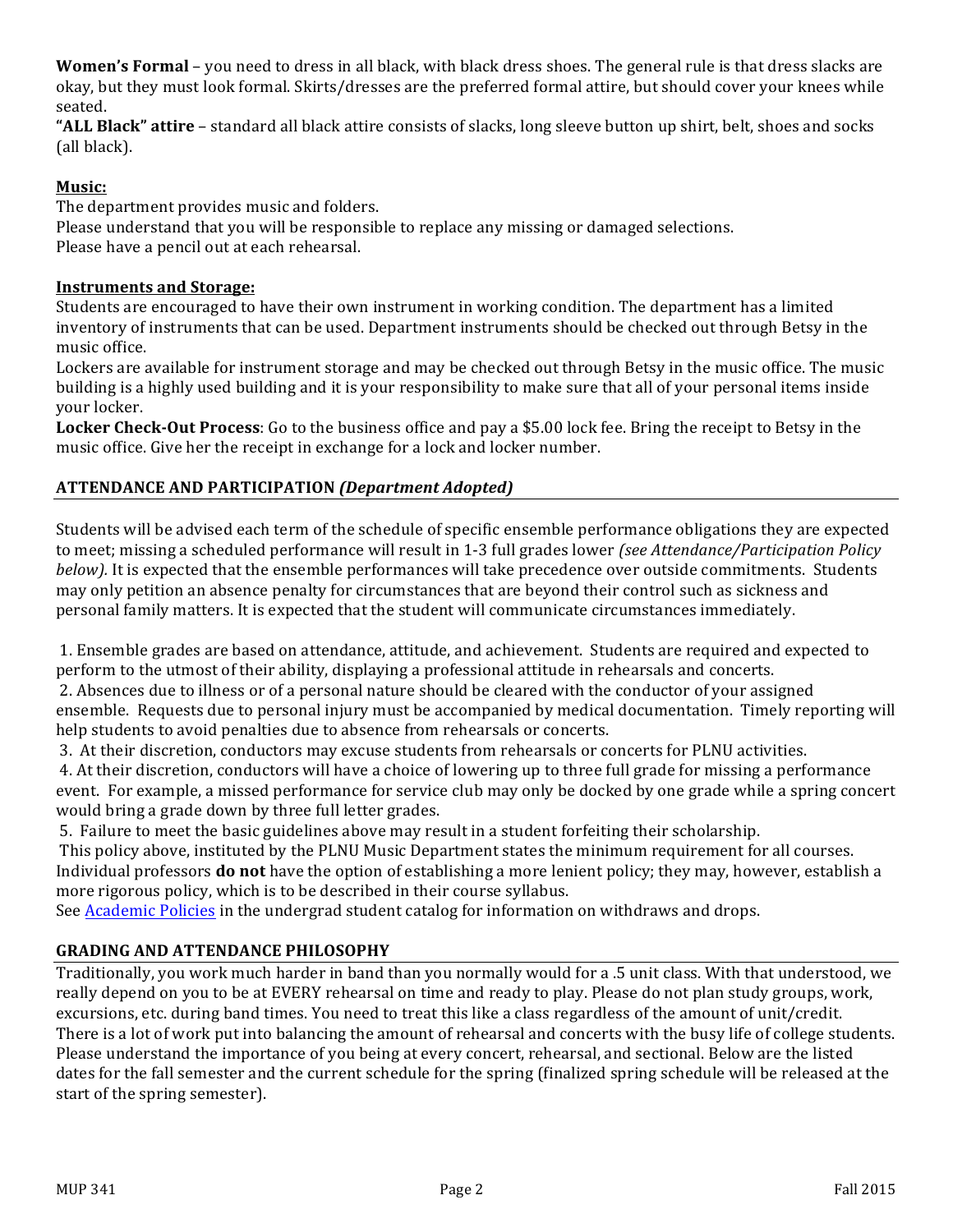**Women's Formal** – you need to dress in all black, with black dress shoes. The general rule is that dress slacks are okay, but they must look formal. Skirts/dresses are the preferred formal attire, but should cover your knees while seated.

**"ALL Black" attire** – standard all black attire consists of slacks, long sleeve button up shirt, belt, shoes and socks (all black).

**Music:**

The department provides music and folders.
Please understand that you will be responsible to replace any missing or damaged selections.
Please have a pencil out at each rehearsal.

**Instruments and Storage:**

Students are encouraged to have their own instrument in working condition. The department has a limited inventory of instruments that can be used. Department instruments should be checked out through Betsy in the music office.

Lockers are available for instrument storage and may be checked out through Betsy in the music office. The music building is a highly used building and it is your responsibility to make sure that all of your personal items inside your locker.

**Locker Check-Out Process**: Go to the business office and pay a $5.00 lock fee. Bring the receipt to Betsy in the music office. Give her the receipt in exchange for a lock and locker number.

## ATTENDANCE AND PARTICIPATION *(Department Adopted)*

Students will be advised each term of the schedule of specific ensemble performance obligations they are expected to meet; missing a scheduled performance will result in 1-3 full grades lower *(see Attendance/Participation Policy below).* It is expected that the ensemble performances will take precedence over outside commitments. Students may only petition an absence penalty for circumstances that are beyond their control such as sickness and personal family matters. It is expected that the student will communicate circumstances immediately.

1. Ensemble grades are based on attendance, attitude, and achievement. Students are required and expected to perform to the utmost of their ability, displaying a professional attitude in rehearsals and concerts.
2. Absences due to illness or of a personal nature should be cleared with the conductor of your assigned ensemble. Requests due to personal injury must be accompanied by medical documentation. Timely reporting will help students to avoid penalties due to absence from rehearsals or concerts.
3. At their discretion, conductors may excuse students from rehearsals or concerts for PLNU activities.
4. At their discretion, conductors will have a choice of lowering up to three full grade for missing a performance event. For example, a missed performance for service club may only be docked by one grade while a spring concert would bring a grade down by three full letter grades.
5. Failure to meet the basic guidelines above may result in a student forfeiting their scholarship.

This policy above, instituted by the PLNU Music Department states the minimum requirement for all courses. Individual professors **do not** have the option of establishing a more lenient policy; they may, however, establish a more rigorous policy, which is to be described in their course syllabus.

See Academic Policies in the undergrad student catalog for information on withdraws and drops.

## GRADING AND ATTENDANCE PHILOSOPHY

Traditionally, you work much harder in band than you normally would for a .5 unit class. With that understood, we really depend on you to be at EVERY rehearsal on time and ready to play. Please do not plan study groups, work, excursions, etc. during band times. You need to treat this like a class regardless of the amount of unit/credit. There is a lot of work put into balancing the amount of rehearsal and concerts with the busy life of college students. Please understand the importance of you being at every concert, rehearsal, and sectional. Below are the listed dates for the fall semester and the current schedule for the spring (finalized spring schedule will be released at the start of the spring semester).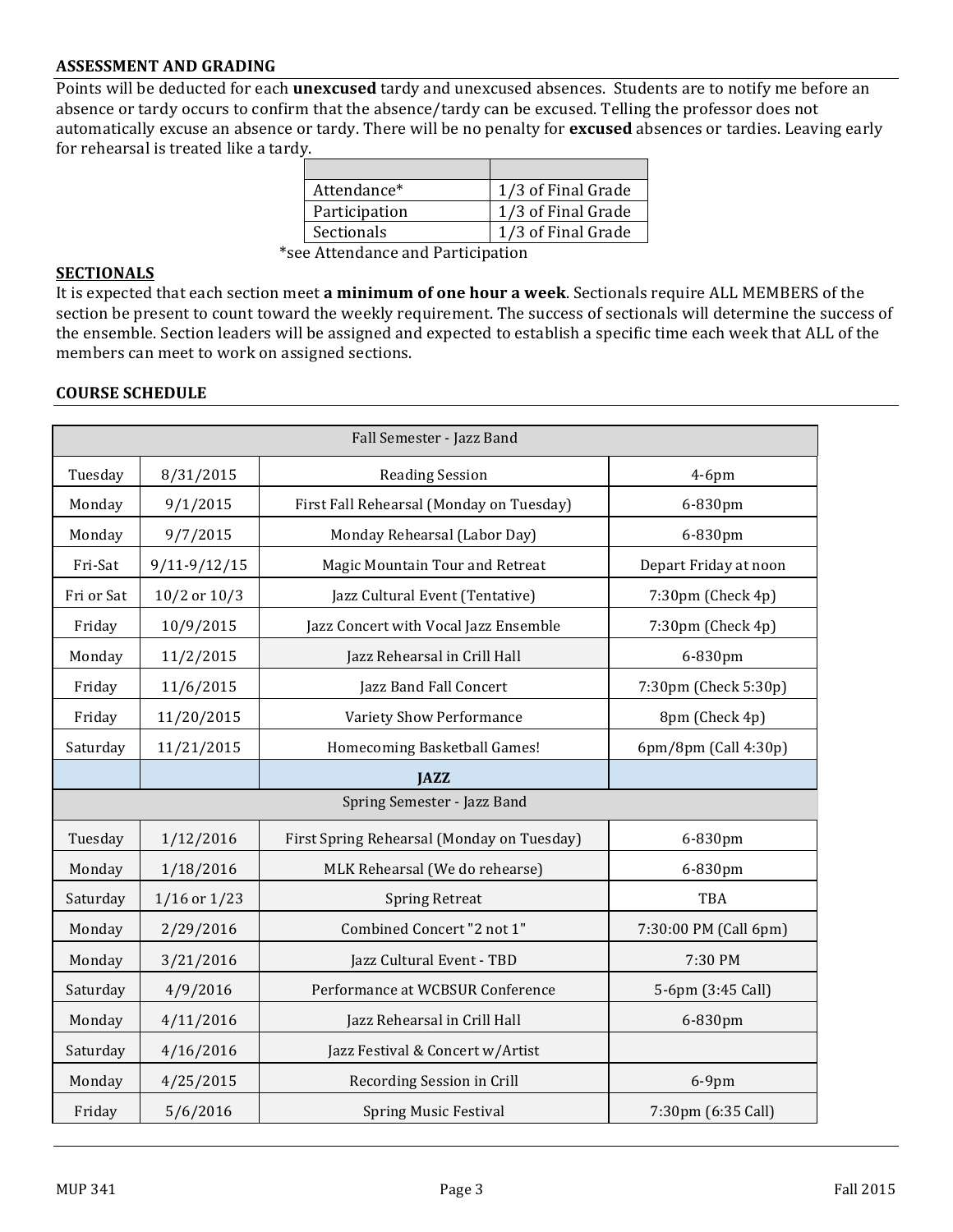## ASSESSMENT AND GRADING

Points will be deducted for each **unexcused** tardy and unexcused absences. Students are to notify me before an absence or tardy occurs to confirm that the absence/tardy can be excused. Telling the professor does not automatically excuse an absence or tardy. There will be no penalty for **excused** absences or tardies. Leaving early for rehearsal is treated like a tardy.

| | |
|---|---|
| Attendance* | 1/3 of Final Grade |
| Participation | 1/3 of Final Grade |
| Sectionals | 1/3 of Final Grade |

*see Attendance and Participation

## SECTIONALS

It is expected that each section meet **a minimum of one hour a week**. Sectionals require ALL MEMBERS of the section be present to count toward the weekly requirement. The success of sectionals will determine the success of the ensemble. Section leaders will be assigned and expected to establish a specific time each week that ALL of the members can meet to work on assigned sections.

## COURSE SCHEDULE

| Fall Semester - Jazz Band | | | |
|---|---|---|---|
| Tuesday | 8/31/2015 | Reading Session | 4-6pm |
| Monday | 9/1/2015 | First Fall Rehearsal (Monday on Tuesday) | 6-830pm |
| Monday | 9/7/2015 | Monday Rehearsal (Labor Day) | 6-830pm |
| Fri-Sat | 9/11-9/12/15 | Magic Mountain Tour and Retreat | Depart Friday at noon |
| Fri or Sat | 10/2 or 10/3 | Jazz Cultural Event (Tentative) | 7:30pm (Check 4p) |
| Friday | 10/9/2015 | Jazz Concert with Vocal Jazz Ensemble | 7:30pm (Check 4p) |
| Monday | 11/2/2015 | Jazz Rehearsal in Crill Hall | 6-830pm |
| Friday | 11/6/2015 | Jazz Band Fall Concert | 7:30pm (Check 5:30p) |
| Friday | 11/20/2015 | Variety Show Performance | 8pm (Check 4p) |
| Saturday | 11/21/2015 | Homecoming Basketball Games! | 6pm/8pm (Call 4:30p) |
| | | **JAZZ** | |
| Spring Semester - Jazz Band | | | |
| Tuesday | 1/12/2016 | First Spring Rehearsal (Monday on Tuesday) | 6-830pm |
| Monday | 1/18/2016 | MLK Rehearsal (We do rehearse) | 6-830pm |
| Saturday | 1/16 or 1/23 | Spring Retreat | TBA |
| Monday | 2/29/2016 | Combined Concert "2 not 1" | 7:30:00 PM (Call 6pm) |
| Monday | 3/21/2016 | Jazz Cultural Event - TBD | 7:30 PM |
| Saturday | 4/9/2016 | Performance at WCBSUR Conference | 5-6pm (3:45 Call) |
| Monday | 4/11/2016 | Jazz Rehearsal in Crill Hall | 6-830pm |
| Saturday | 4/16/2016 | Jazz Festival & Concert w/Artist | |
| Monday | 4/25/2015 | Recording Session in Crill | 6-9pm |
| Friday | 5/6/2016 | Spring Music Festival | 7:30pm (6:35 Call) |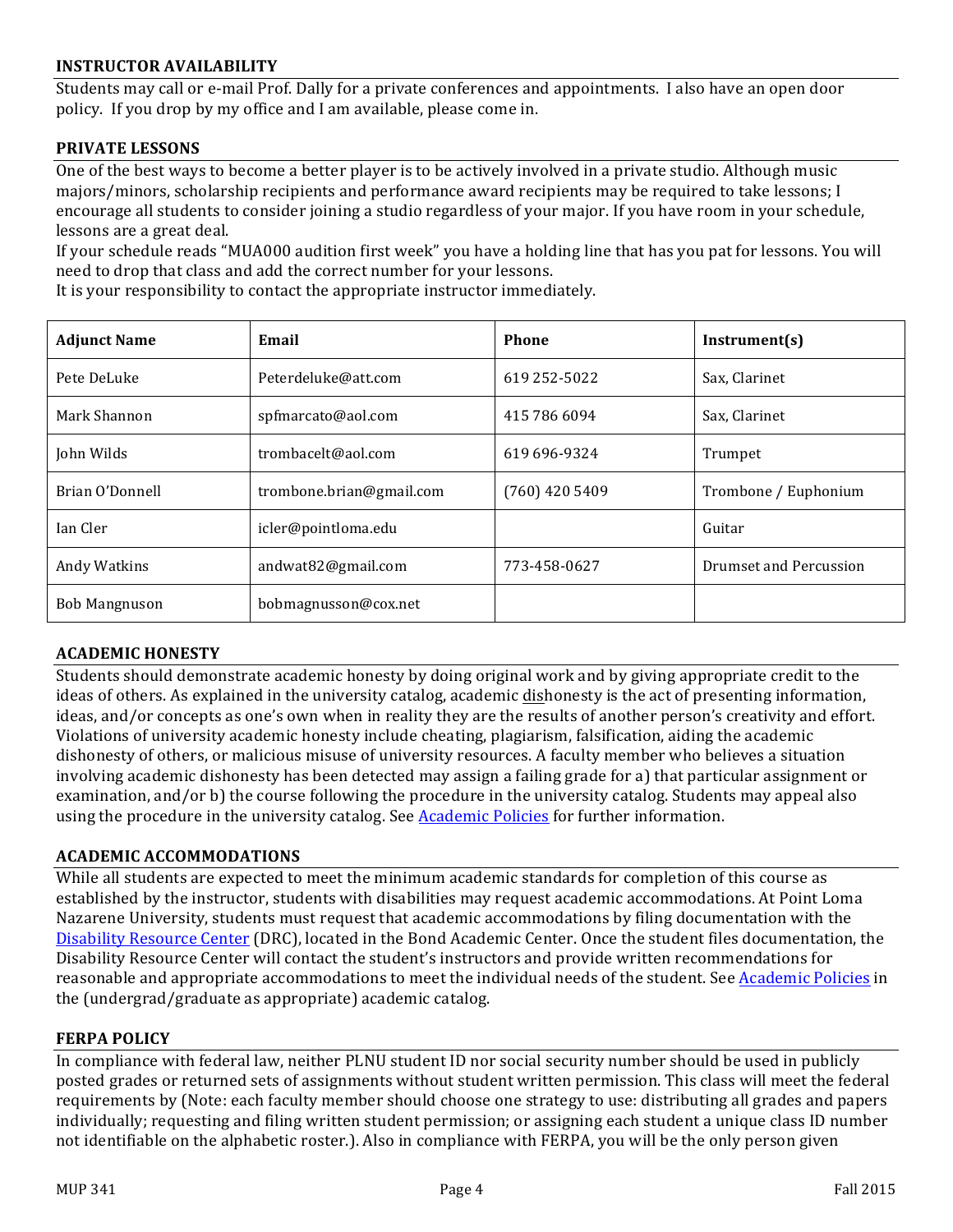## INSTRUCTOR AVAILABILITY

Students may call or e-mail Prof. Dally for a private conferences and appointments. I also have an open door policy. If you drop by my office and I am available, please come in.

## PRIVATE LESSONS

One of the best ways to become a better player is to be actively involved in a private studio. Although music majors/minors, scholarship recipients and performance award recipients may be required to take lessons; I encourage all students to consider joining a studio regardless of your major. If you have room in your schedule, lessons are a great deal.

If your schedule reads "MUA000 audition first week" you have a holding line that has you pat for lessons. You will need to drop that class and add the correct number for your lessons.

It is your responsibility to contact the appropriate instructor immediately.

| Adjunct Name | Email | Phone | Instrument(s) |
|---|---|---|---|
| Pete DeLuke | Peterdeluke@att.com | 619 252-5022 | Sax, Clarinet |
| Mark Shannon | spfmarcato@aol.com | 415 786 6094 | Sax, Clarinet |
| John Wilds | trombacelt@aol.com | 619 696-9324 | Trumpet |
| Brian O'Donnell | trombone.brian@gmail.com | (760) 420 5409 | Trombone / Euphonium |
| Ian Cler | icler@pointloma.edu | | Guitar |
| Andy Watkins | andwat82@gmail.com | 773-458-0627 | Drumset and Percussion |
| Bob Mangnuson | bobmagnusson@cox.net | | |

## ACADEMIC HONESTY

Students should demonstrate academic honesty by doing original work and by giving appropriate credit to the ideas of others. As explained in the university catalog, academic dishonesty is the act of presenting information, ideas, and/or concepts as one's own when in reality they are the results of another person's creativity and effort. Violations of university academic honesty include cheating, plagiarism, falsification, aiding the academic dishonesty of others, or malicious misuse of university resources. A faculty member who believes a situation involving academic dishonesty has been detected may assign a failing grade for a) that particular assignment or examination, and/or b) the course following the procedure in the university catalog. Students may appeal also using the procedure in the university catalog. See Academic Policies for further information.

## ACADEMIC ACCOMMODATIONS

While all students are expected to meet the minimum academic standards for completion of this course as established by the instructor, students with disabilities may request academic accommodations. At Point Loma Nazarene University, students must request that academic accommodations by filing documentation with the Disability Resource Center (DRC), located in the Bond Academic Center. Once the student files documentation, the Disability Resource Center will contact the student's instructors and provide written recommendations for reasonable and appropriate accommodations to meet the individual needs of the student. See Academic Policies in the (undergrad/graduate as appropriate) academic catalog.

## FERPA POLICY

In compliance with federal law, neither PLNU student ID nor social security number should be used in publicly posted grades or returned sets of assignments without student written permission. This class will meet the federal requirements by (Note: each faculty member should choose one strategy to use: distributing all grades and papers individually; requesting and filing written student permission; or assigning each student a unique class ID number not identifiable on the alphabetic roster.). Also in compliance with FERPA, you will be the only person given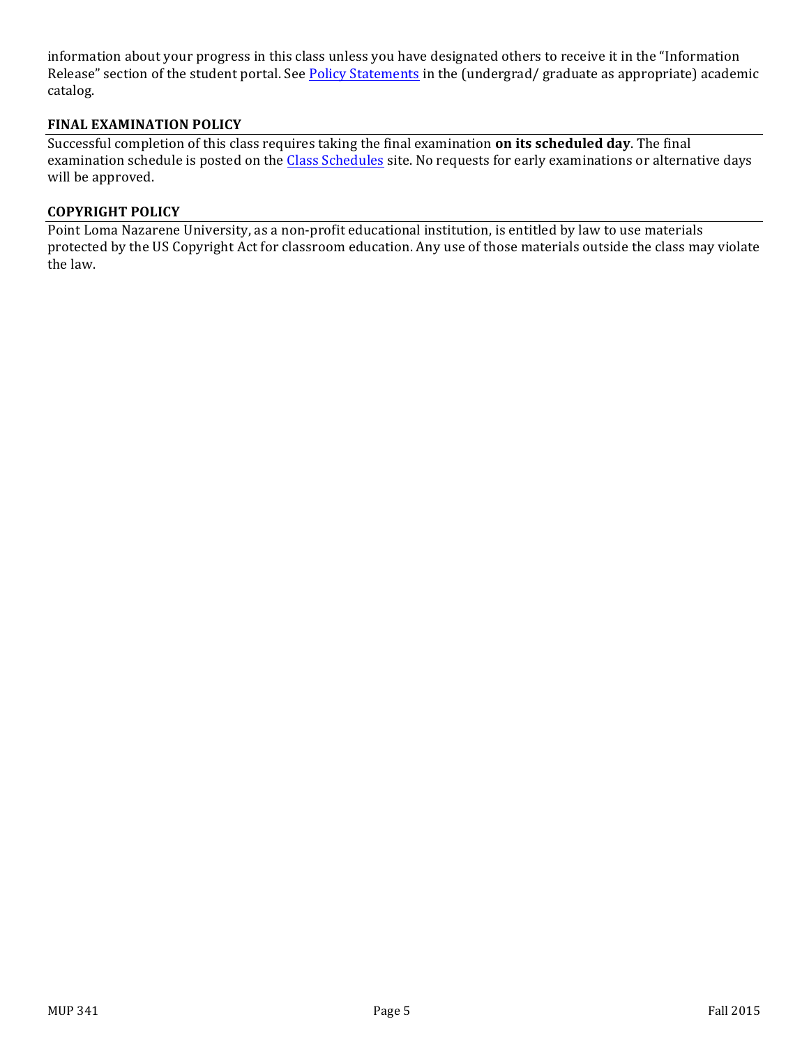information about your progress in this class unless you have designated others to receive it in the "Information Release" section of the student portal. See Policy Statements in the (undergrad/ graduate as appropriate) academic catalog.

## FINAL EXAMINATION POLICY

Successful completion of this class requires taking the final examination **on its scheduled day**. The final examination schedule is posted on the Class Schedules site. No requests for early examinations or alternative days will be approved.

## COPYRIGHT POLICY

Point Loma Nazarene University, as a non-profit educational institution, is entitled by law to use materials protected by the US Copyright Act for classroom education. Any use of those materials outside the class may violate the law.